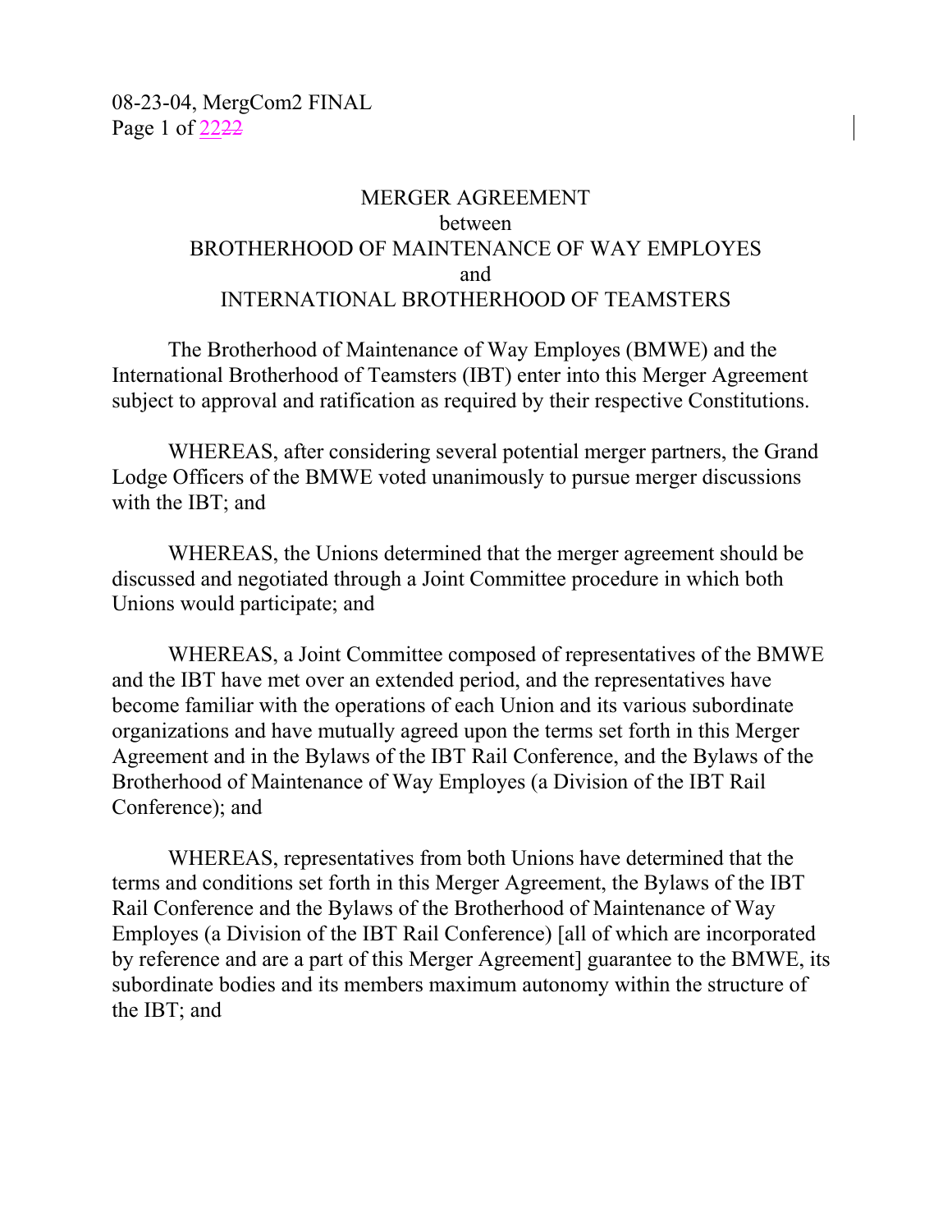# MERGER AGREEMENT

between

BROTHERHOOD OF MAINTENANCE OF WAY EMPLOYES

and

INTERNATIONAL BROTHERHOOD OF TEAMSTERS

The Brotherhood of Maintenance of Way Employes (BMWE) and the International Brotherhood of Teamsters (IBT) enter into this Merger Agreement subject to approval and ratification as required by their respective Constitutions.

WHEREAS, after considering several potential merger partners, the Grand Lodge Officers of the BMWE voted unanimously to pursue merger discussions with the IBT; and

WHEREAS, the Unions determined that the merger agreement should be discussed and negotiated through a Joint Committee procedure in which both Unions would participate; and

WHEREAS, a Joint Committee composed of representatives of the BMWE and the IBT have met over an extended period, and the representatives have become familiar with the operations of each Union and its various subordinate organizations and have mutually agreed upon the terms set forth in this Merger Agreement and in the Bylaws of the IBT Rail Conference, and the Bylaws of the Brotherhood of Maintenance of Way Employes (a Division of the IBT Rail Conference); and

WHEREAS, representatives from both Unions have determined that the terms and conditions set forth in this Merger Agreement, the Bylaws of the IBT Rail Conference and the Bylaws of the Brotherhood of Maintenance of Way Employes (a Division of the IBT Rail Conference) [all of which are incorporated by reference and are a part of this Merger Agreement] guarantee to the BMWE, its subordinate bodies and its members maximum autonomy within the structure of the IBT; and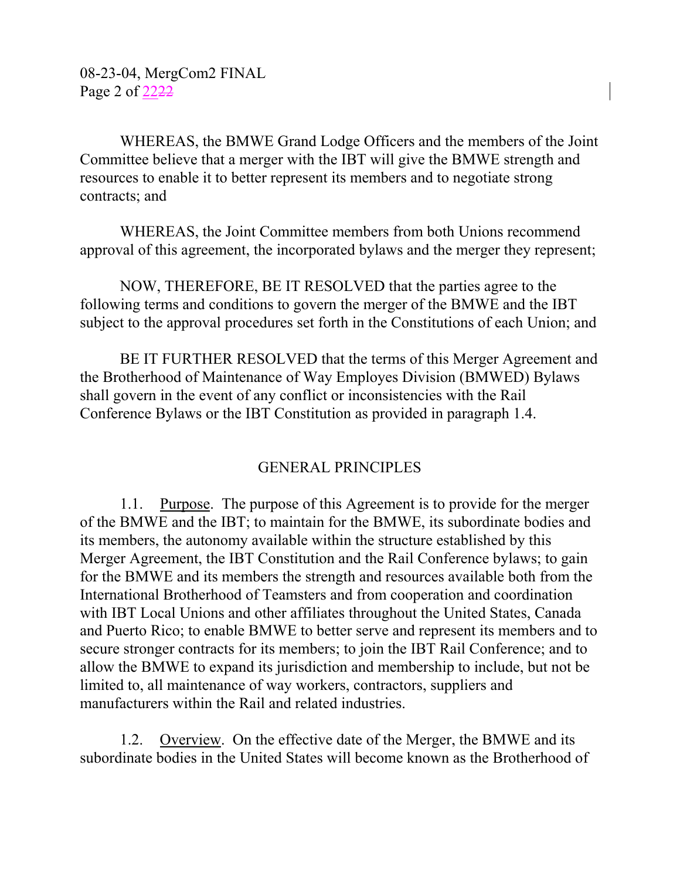WHEREAS, the BMWE Grand Lodge Officers and the members of the Joint Committee believe that a merger with the IBT will give the BMWE strength and resources to enable it to better represent its members and to negotiate strong contracts; and

WHEREAS, the Joint Committee members from both Unions recommend approval of this agreement, the incorporated bylaws and the merger they represent;

NOW, THEREFORE, BE IT RESOLVED that the parties agree to the following terms and conditions to govern the merger of the BMWE and the IBT subject to the approval procedures set forth in the Constitutions of each Union; and

BE IT FURTHER RESOLVED that the terms of this Merger Agreement and the Brotherhood of Maintenance of Way Employes Division (BMWED) Bylaws shall govern in the event of any conflict or inconsistencies with the Rail Conference Bylaws or the IBT Constitution as provided in paragraph 1.4.

## GENERAL PRINCIPLES

1.1. Purpose. The purpose of this Agreement is to provide for the merger of the BMWE and the IBT; to maintain for the BMWE, its subordinate bodies and its members, the autonomy available within the structure established by this Merger Agreement, the IBT Constitution and the Rail Conference bylaws; to gain for the BMWE and its members the strength and resources available both from the International Brotherhood of Teamsters and from cooperation and coordination with IBT Local Unions and other affiliates throughout the United States, Canada and Puerto Rico; to enable BMWE to better serve and represent its members and to secure stronger contracts for its members; to join the IBT Rail Conference; and to allow the BMWE to expand its jurisdiction and membership to include, but not be limited to, all maintenance of way workers, contractors, suppliers and manufacturers within the Rail and related industries.

1.2. Overview. On the effective date of the Merger, the BMWE and its subordinate bodies in the United States will become known as the Brotherhood of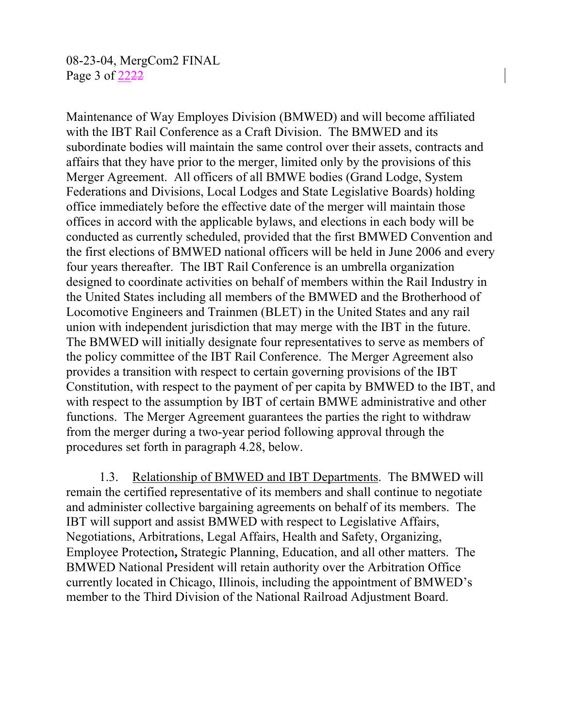Maintenance of Way Employes Division (BMWED) and will become affiliated with the IBT Rail Conference as a Craft Division. The BMWED and its subordinate bodies will maintain the same control over their assets, contracts and affairs that they have prior to the merger, limited only by the provisions of this Merger Agreement. All officers of all BMWE bodies (Grand Lodge, System Federations and Divisions, Local Lodges and State Legislative Boards) holding office immediately before the effective date of the merger will maintain those offices in accord with the applicable bylaws, and elections in each body will be conducted as currently scheduled, provided that the first BMWED Convention and the first elections of BMWED national officers will be held in June 2006 and every four years thereafter. The IBT Rail Conference is an umbrella organization designed to coordinate activities on behalf of members within the Rail Industry in the United States including all members of the BMWED and the Brotherhood of Locomotive Engineers and Trainmen (BLET) in the United States and any rail union with independent jurisdiction that may merge with the IBT in the future. The BMWED will initially designate four representatives to serve as members of the policy committee of the IBT Rail Conference. The Merger Agreement also provides a transition with respect to certain governing provisions of the IBT Constitution, with respect to the payment of per capita by BMWED to the IBT, and with respect to the assumption by IBT of certain BMWE administrative and other functions. The Merger Agreement guarantees the parties the right to withdraw from the merger during a two-year period following approval through the procedures set forth in paragraph 4.28, below.

1.3. Relationship of BMWED and IBT Departments. The BMWED will remain the certified representative of its members and shall continue to negotiate and administer collective bargaining agreements on behalf of its members. The IBT will support and assist BMWED with respect to Legislative Affairs, Negotiations, Arbitrations, Legal Affairs, Health and Safety, Organizing, Employee Protection, Strategic Planning, Education, and all other matters. The BMWED National President will retain authority over the Arbitration Office currently located in Chicago, Illinois, including the appointment of BMWED's member to the Third Division of the National Railroad Adjustment Board.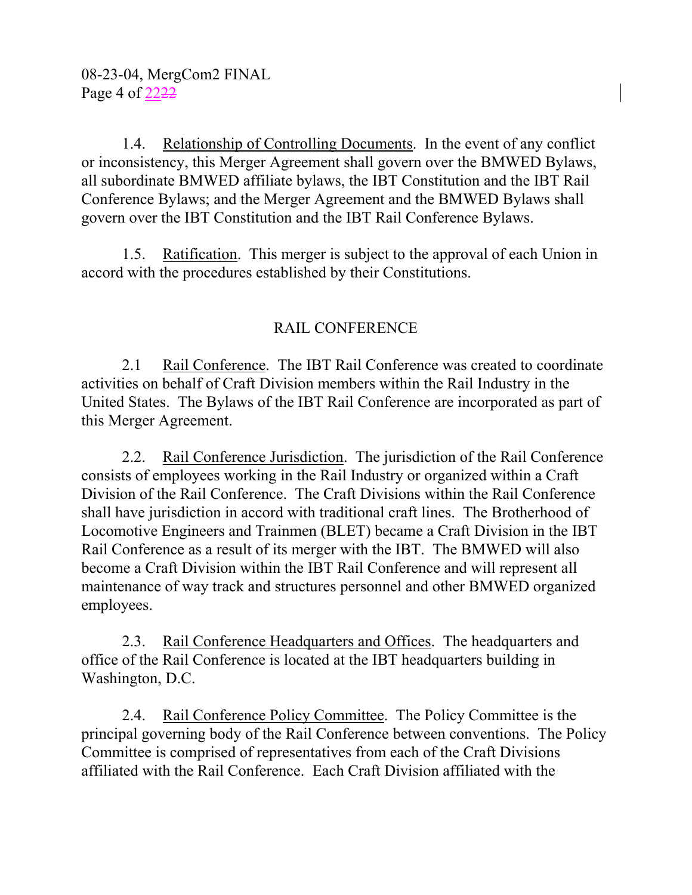1.4. Relationship of Controlling Documents. In the event of any conflict or inconsistency, this Merger Agreement shall govern over the BMWED Bylaws, all subordinate BMWED affiliate bylaws, the IBT Constitution and the IBT Rail Conference Bylaws; and the Merger Agreement and the BMWED Bylaws shall govern over the IBT Constitution and the IBT Rail Conference Bylaws.

1.5. Ratification. This merger is subject to the approval of each Union in accord with the procedures established by their Constitutions.

## RAIL CONFERENCE

2.1 Rail Conference. The IBT Rail Conference was created to coordinate activities on behalf of Craft Division members within the Rail Industry in the United States. The Bylaws of the IBT Rail Conference are incorporated as part of this Merger Agreement.

2.2. Rail Conference Jurisdiction. The jurisdiction of the Rail Conference consists of employees working in the Rail Industry or organized within a Craft Division of the Rail Conference. The Craft Divisions within the Rail Conference shall have jurisdiction in accord with traditional craft lines. The Brotherhood of Locomotive Engineers and Trainmen (BLET) became a Craft Division in the IBT Rail Conference as a result of its merger with the IBT. The BMWED will also become a Craft Division within the IBT Rail Conference and will represent all maintenance of way track and structures personnel and other BMWED organized employees.

2.3. Rail Conference Headquarters and Offices. The headquarters and office of the Rail Conference is located at the IBT headquarters building in Washington, D.C.

2.4. Rail Conference Policy Committee. The Policy Committee is the principal governing body of the Rail Conference between conventions. The Policy Committee is comprised of representatives from each of the Craft Divisions affiliated with the Rail Conference. Each Craft Division affiliated with the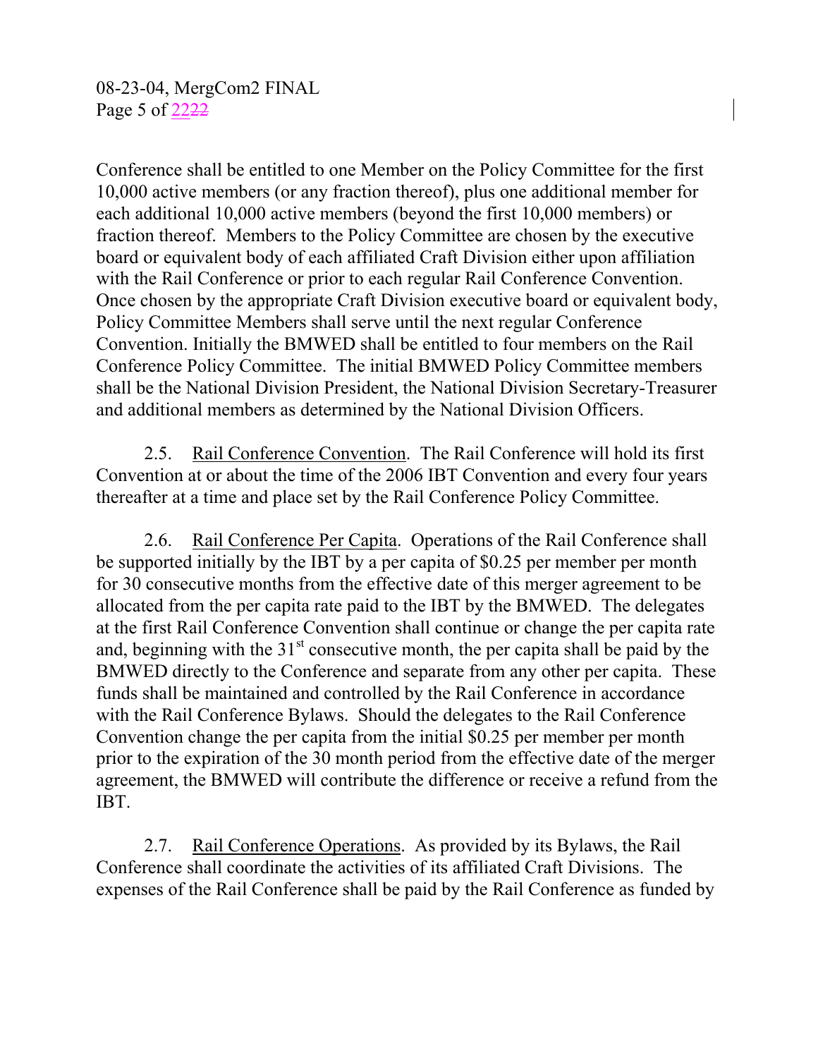Conference shall be entitled to one Member on the Policy Committee for the first 10,000 active members (or any fraction thereof), plus one additional member for each additional 10,000 active members (beyond the first 10,000 members) or fraction thereof. Members to the Policy Committee are chosen by the executive board or equivalent body of each affiliated Craft Division either upon affiliation with the Rail Conference or prior to each regular Rail Conference Convention. Once chosen by the appropriate Craft Division executive board or equivalent body, Policy Committee Members shall serve until the next regular Conference Convention. Initially the BMWED shall be entitled to four members on the Rail Conference Policy Committee. The initial BMWED Policy Committee members shall be the National Division President, the National Division Secretary-Treasurer and additional members as determined by the National Division Officers.

2.5. Rail Conference Convention. The Rail Conference will hold its first Convention at or about the time of the 2006 IBT Convention and every four years thereafter at a time and place set by the Rail Conference Policy Committee.

2.6. Rail Conference Per Capita. Operations of the Rail Conference shall be supported initially by the IBT by a per capita of \$0.25 per member per month for 30 consecutive months from the effective date of this merger agreement to be allocated from the per capita rate paid to the IBT by the BMWED. The delegates at the first Rail Conference Convention shall continue or change the per capita rate and, beginning with the 31st consecutive month, the per capita shall be paid by the BMWED directly to the Conference and separate from any other per capita. These funds shall be maintained and controlled by the Rail Conference in accordance with the Rail Conference Bylaws. Should the delegates to the Rail Conference Convention change the per capita from the initial \$0.25 per member per month prior to the expiration of the 30 month period from the effective date of the merger agreement, the BMWED will contribute the difference or receive a refund from the IBT.

2.7. Rail Conference Operations. As provided by its Bylaws, the Rail Conference shall coordinate the activities of its affiliated Craft Divisions. The expenses of the Rail Conference shall be paid by the Rail Conference as funded by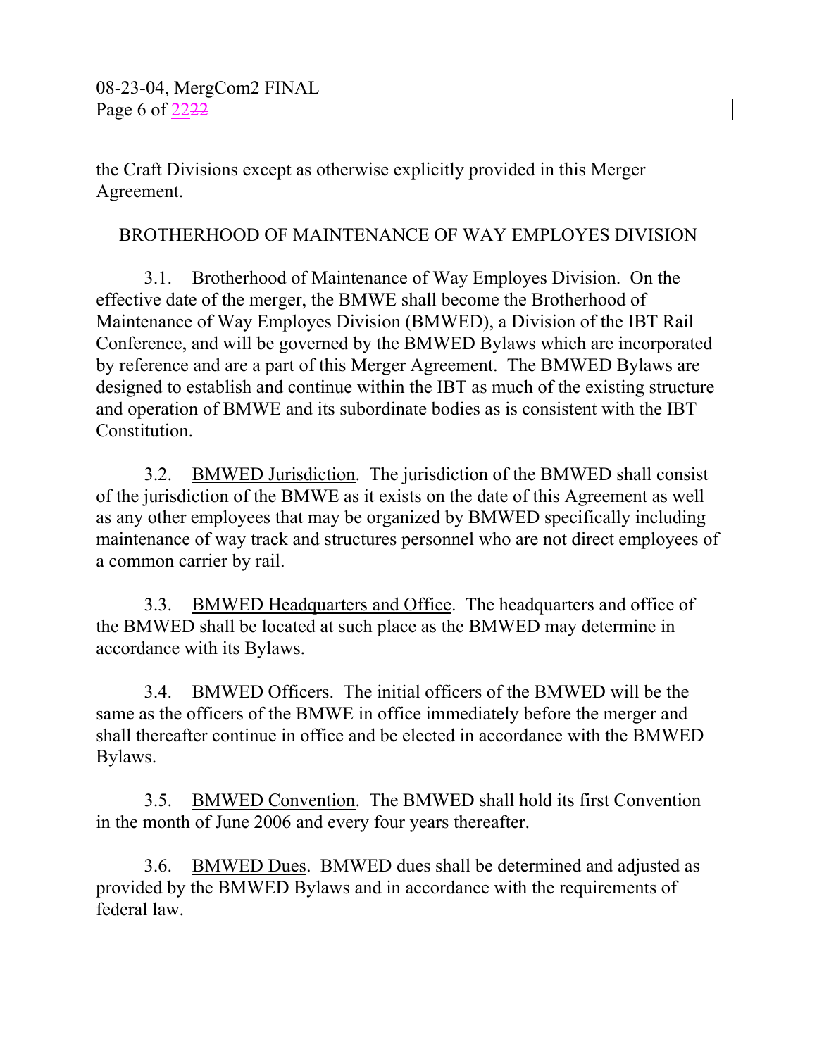the Craft Divisions except as otherwise explicitly provided in this Merger Agreement.

## BROTHERHOOD OF MAINTENANCE OF WAY EMPLOYES DIVISION

3.1. Brotherhood of Maintenance of Way Employes Division. On the effective date of the merger, the BMWE shall become the Brotherhood of Maintenance of Way Employes Division (BMWED), a Division of the IBT Rail Conference, and will be governed by the BMWED Bylaws which are incorporated by reference and are a part of this Merger Agreement. The BMWED Bylaws are designed to establish and continue within the IBT as much of the existing structure and operation of BMWE and its subordinate bodies as is consistent with the IBT Constitution.

3.2. BMWED Jurisdiction. The jurisdiction of the BMWED shall consist of the jurisdiction of the BMWE as it exists on the date of this Agreement as well as any other employees that may be organized by BMWED specifically including maintenance of way track and structures personnel who are not direct employees of a common carrier by rail.

3.3. BMWED Headquarters and Office. The headquarters and office of the BMWED shall be located at such place as the BMWED may determine in accordance with its Bylaws.

3.4. BMWED Officers. The initial officers of the BMWED will be the same as the officers of the BMWE in office immediately before the merger and shall thereafter continue in office and be elected in accordance with the BMWED Bylaws.

3.5. BMWED Convention. The BMWED shall hold its first Convention in the month of June 2006 and every four years thereafter.

3.6. BMWED Dues. BMWED dues shall be determined and adjusted as provided by the BMWED Bylaws and in accordance with the requirements of federal law.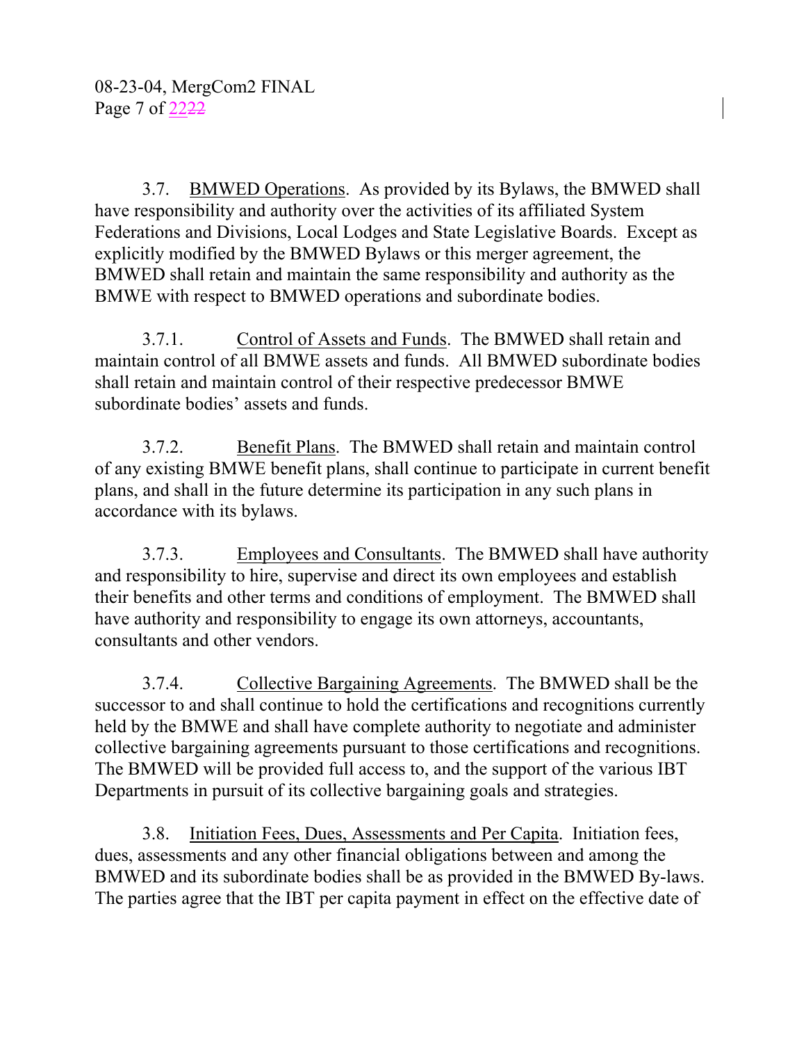3.7. BMWED Operations. As provided by its Bylaws, the BMWED shall have responsibility and authority over the activities of its affiliated System Federations and Divisions, Local Lodges and State Legislative Boards. Except as explicitly modified by the BMWED Bylaws or this merger agreement, the BMWED shall retain and maintain the same responsibility and authority as the BMWE with respect to BMWED operations and subordinate bodies.

3.7.1. Control of Assets and Funds. The BMWED shall retain and maintain control of all BMWE assets and funds. All BMWED subordinate bodies shall retain and maintain control of their respective predecessor BMWE subordinate bodies' assets and funds.

3.7.2. Benefit Plans. The BMWED shall retain and maintain control of any existing BMWE benefit plans, shall continue to participate in current benefit plans, and shall in the future determine its participation in any such plans in accordance with its bylaws.

3.7.3. Employees and Consultants. The BMWED shall have authority and responsibility to hire, supervise and direct its own employees and establish their benefits and other terms and conditions of employment. The BMWED shall have authority and responsibility to engage its own attorneys, accountants, consultants and other vendors.

3.7.4. Collective Bargaining Agreements. The BMWED shall be the successor to and shall continue to hold the certifications and recognitions currently held by the BMWE and shall have complete authority to negotiate and administer collective bargaining agreements pursuant to those certifications and recognitions. The BMWED will be provided full access to, and the support of the various IBT Departments in pursuit of its collective bargaining goals and strategies.

3.8. Initiation Fees, Dues, Assessments and Per Capita. Initiation fees, dues, assessments and any other financial obligations between and among the BMWED and its subordinate bodies shall be as provided in the BMWED By-laws. The parties agree that the IBT per capita payment in effect on the effective date of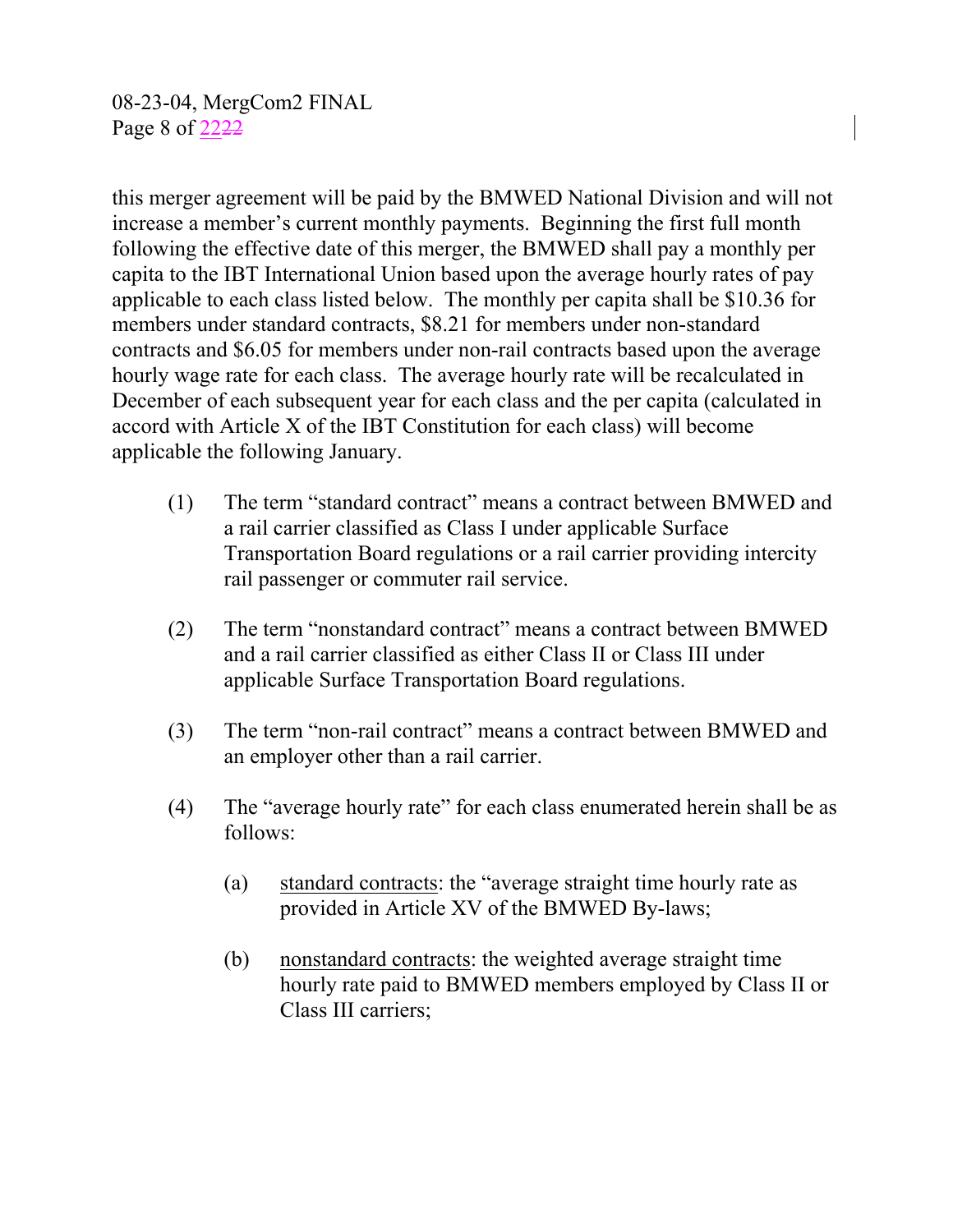this merger agreement will be paid by the BMWED National Division and will not increase a member's current monthly payments. Beginning the first full month following the effective date of this merger, the BMWED shall pay a monthly per capita to the IBT International Union based upon the average hourly rates of pay applicable to each class listed below. The monthly per capita shall be $10.36 for members under standard contracts, $8.21 for members under non-standard contracts and $6.05 for members under non-rail contracts based upon the average hourly wage rate for each class. The average hourly rate will be recalculated in December of each subsequent year for each class and the per capita (calculated in accord with Article X of the IBT Constitution for each class) will become applicable the following January.

(1) The term "standard contract" means a contract between BMWED and a rail carrier classified as Class I under applicable Surface Transportation Board regulations or a rail carrier providing intercity rail passenger or commuter rail service.

(2) The term "nonstandard contract" means a contract between BMWED and a rail carrier classified as either Class II or Class III under applicable Surface Transportation Board regulations.

(3) The term "non-rail contract" means a contract between BMWED and an employer other than a rail carrier.

(4) The "average hourly rate" for each class enumerated herein shall be as follows:

   (a) <u>standard contracts</u>: the "average straight time hourly rate as provided in Article XV of the BMWED By-laws;

   (b) <u>nonstandard contracts</u>: the weighted average straight time hourly rate paid to BMWED members employed by Class II or Class III carriers;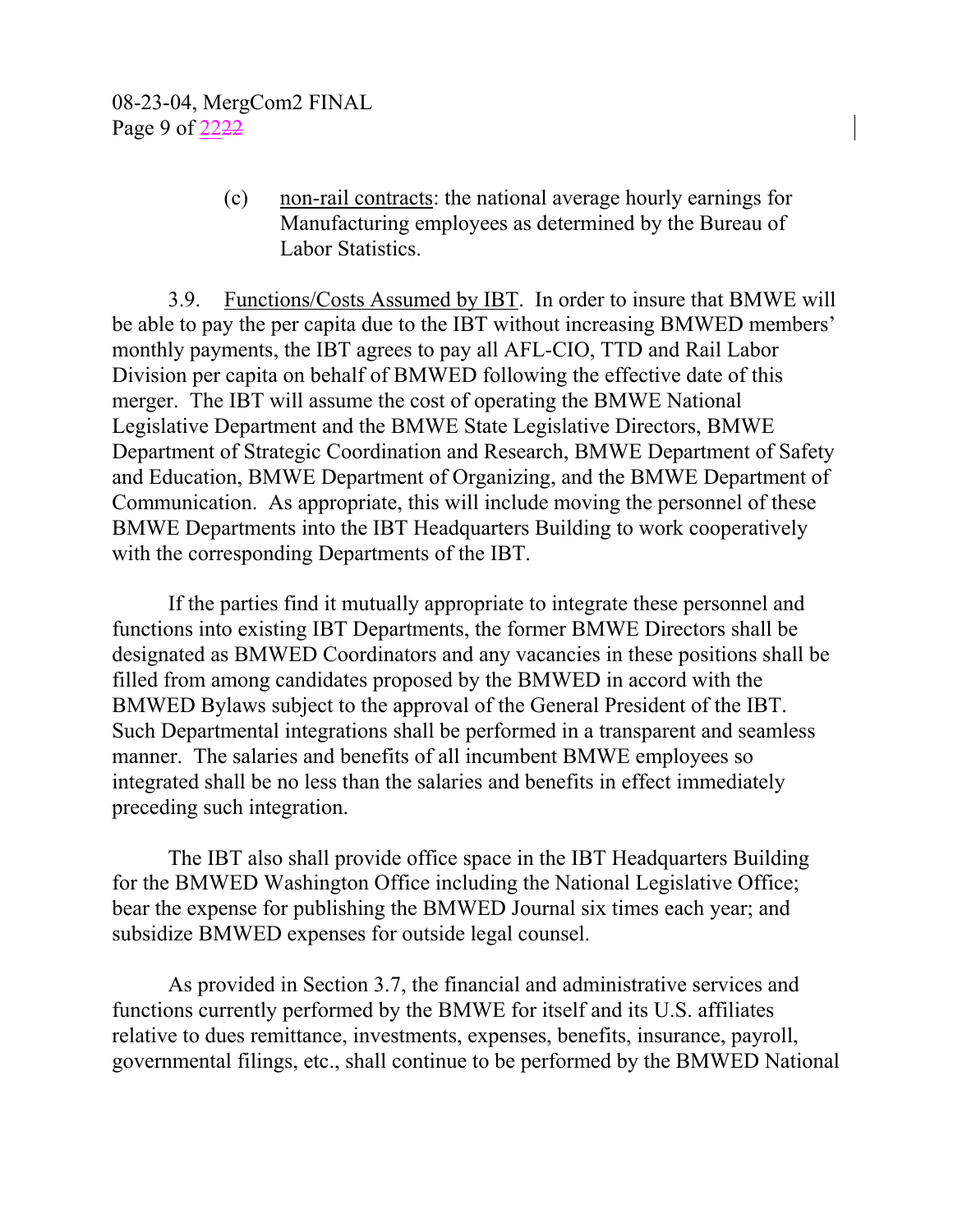(c) <u>non-rail contracts</u>: the national average hourly earnings for Manufacturing employees as determined by the Bureau of Labor Statistics.

3.9. <u>Functions/Costs Assumed by IBT</u>. In order to insure that BMWE will be able to pay the per capita due to the IBT without increasing BMWED members' monthly payments, the IBT agrees to pay all AFL-CIO, TTD and Rail Labor Division per capita on behalf of BMWED following the effective date of this merger. The IBT will assume the cost of operating the BMWE National Legislative Department and the BMWE State Legislative Directors, BMWE Department of Strategic Coordination and Research, BMWE Department of Safety and Education, BMWE Department of Organizing, and the BMWE Department of Communication. As appropriate, this will include moving the personnel of these BMWE Departments into the IBT Headquarters Building to work cooperatively with the corresponding Departments of the IBT.

If the parties find it mutually appropriate to integrate these personnel and functions into existing IBT Departments, the former BMWE Directors shall be designated as BMWED Coordinators and any vacancies in these positions shall be filled from among candidates proposed by the BMWED in accord with the BMWED Bylaws subject to the approval of the General President of the IBT. Such Departmental integrations shall be performed in a transparent and seamless manner. The salaries and benefits of all incumbent BMWE employees so integrated shall be no less than the salaries and benefits in effect immediately preceding such integration.

The IBT also shall provide office space in the IBT Headquarters Building for the BMWED Washington Office including the National Legislative Office; bear the expense for publishing the BMWED Journal six times each year; and subsidize BMWED expenses for outside legal counsel.

As provided in Section 3.7, the financial and administrative services and functions currently performed by the BMWE for itself and its U.S. affiliates relative to dues remittance, investments, expenses, benefits, insurance, payroll, governmental filings, etc., shall continue to be performed by the BMWED National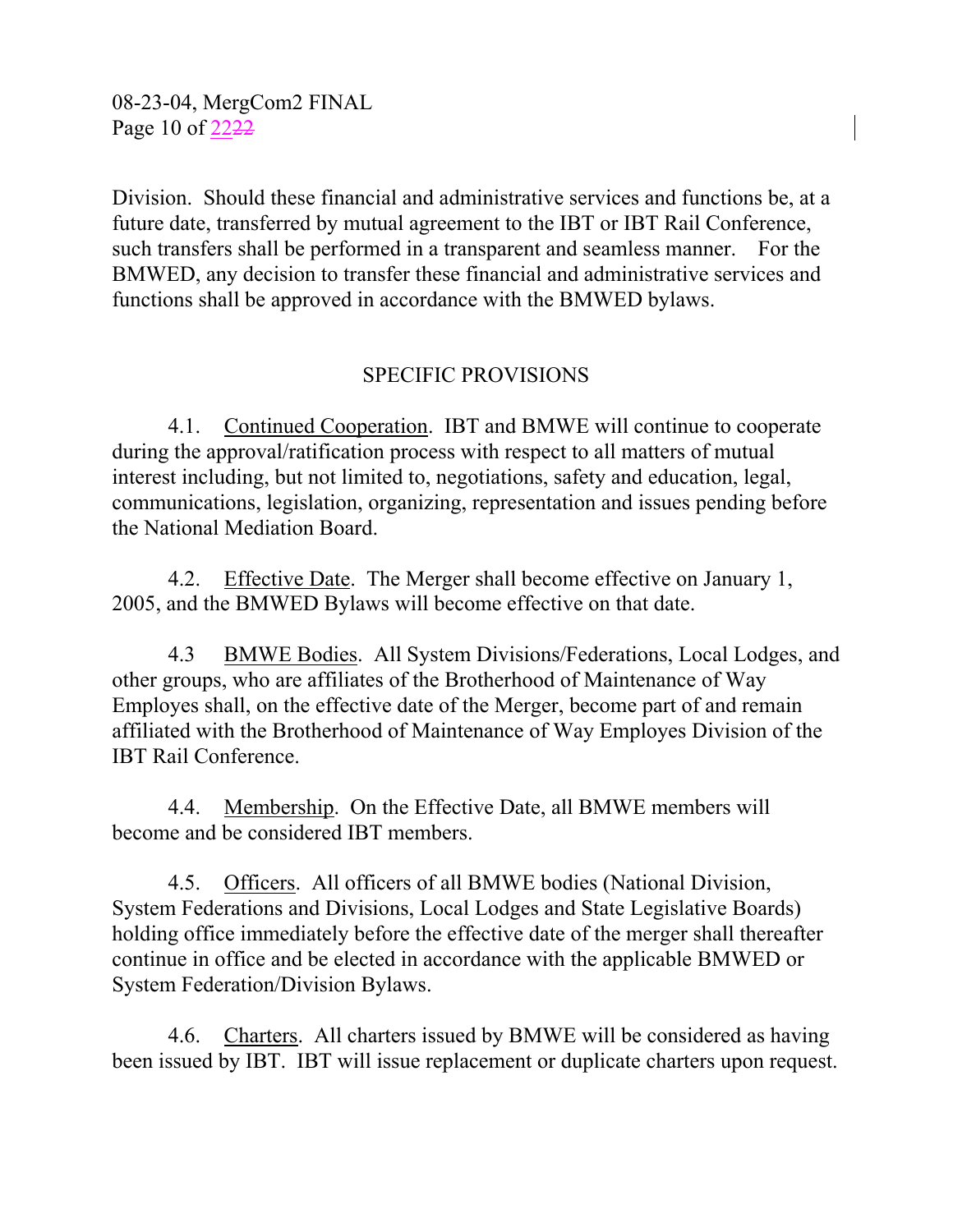Division. Should these financial and administrative services and functions be, at a future date, transferred by mutual agreement to the IBT or IBT Rail Conference, such transfers shall be performed in a transparent and seamless manner. For the BMWED, any decision to transfer these financial and administrative services and functions shall be approved in accordance with the BMWED bylaws.

## SPECIFIC PROVISIONS

4.1. Continued Cooperation. IBT and BMWE will continue to cooperate during the approval/ratification process with respect to all matters of mutual interest including, but not limited to, negotiations, safety and education, legal, communications, legislation, organizing, representation and issues pending before the National Mediation Board.

4.2. Effective Date. The Merger shall become effective on January 1, 2005, and the BMWED Bylaws will become effective on that date.

4.3 BMWE Bodies. All System Divisions/Federations, Local Lodges, and other groups, who are affiliates of the Brotherhood of Maintenance of Way Employes shall, on the effective date of the Merger, become part of and remain affiliated with the Brotherhood of Maintenance of Way Employes Division of the IBT Rail Conference.

4.4. Membership. On the Effective Date, all BMWE members will become and be considered IBT members.

4.5. Officers. All officers of all BMWE bodies (National Division, System Federations and Divisions, Local Lodges and State Legislative Boards) holding office immediately before the effective date of the merger shall thereafter continue in office and be elected in accordance with the applicable BMWED or System Federation/Division Bylaws.

4.6. Charters. All charters issued by BMWE will be considered as having been issued by IBT. IBT will issue replacement or duplicate charters upon request.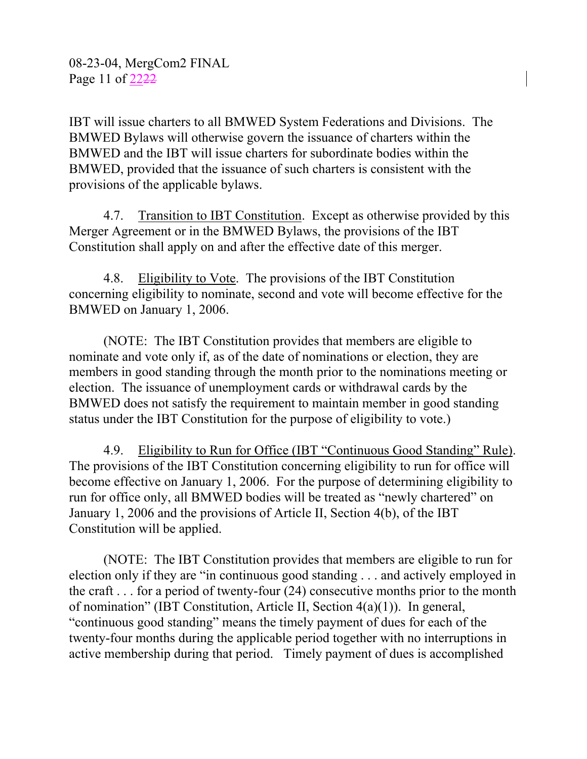IBT will issue charters to all BMWED System Federations and Divisions. The BMWED Bylaws will otherwise govern the issuance of charters within the BMWED and the IBT will issue charters for subordinate bodies within the BMWED, provided that the issuance of such charters is consistent with the provisions of the applicable bylaws.

4.7. Transition to IBT Constitution. Except as otherwise provided by this Merger Agreement or in the BMWED Bylaws, the provisions of the IBT Constitution shall apply on and after the effective date of this merger.

4.8. Eligibility to Vote. The provisions of the IBT Constitution concerning eligibility to nominate, second and vote will become effective for the BMWED on January 1, 2006.

(NOTE: The IBT Constitution provides that members are eligible to nominate and vote only if, as of the date of nominations or election, they are members in good standing through the month prior to the nominations meeting or election. The issuance of unemployment cards or withdrawal cards by the BMWED does not satisfy the requirement to maintain member in good standing status under the IBT Constitution for the purpose of eligibility to vote.)

4.9. Eligibility to Run for Office (IBT "Continuous Good Standing" Rule). The provisions of the IBT Constitution concerning eligibility to run for office will become effective on January 1, 2006. For the purpose of determining eligibility to run for office only, all BMWED bodies will be treated as "newly chartered" on January 1, 2006 and the provisions of Article II, Section 4(b), of the IBT Constitution will be applied.

(NOTE: The IBT Constitution provides that members are eligible to run for election only if they are "in continuous good standing . . . and actively employed in the craft . . . for a period of twenty-four (24) consecutive months prior to the month of nomination" (IBT Constitution, Article II, Section 4(a)(1)). In general, "continuous good standing" means the timely payment of dues for each of the twenty-four months during the applicable period together with no interruptions in active membership during that period. Timely payment of dues is accomplished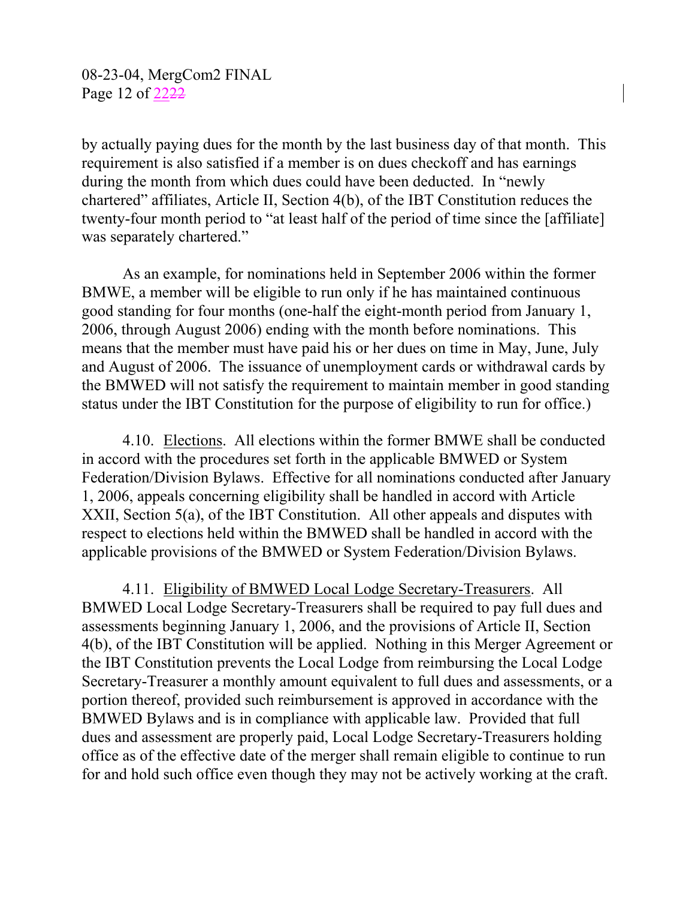by actually paying dues for the month by the last business day of that month. This requirement is also satisfied if a member is on dues checkoff and has earnings during the month from which dues could have been deducted. In "newly chartered" affiliates, Article II, Section 4(b), of the IBT Constitution reduces the twenty-four month period to "at least half of the period of time since the [affiliate] was separately chartered."

As an example, for nominations held in September 2006 within the former BMWE, a member will be eligible to run only if he has maintained continuous good standing for four months (one-half the eight-month period from January 1, 2006, through August 2006) ending with the month before nominations. This means that the member must have paid his or her dues on time in May, June, July and August of 2006. The issuance of unemployment cards or withdrawal cards by the BMWED will not satisfy the requirement to maintain member in good standing status under the IBT Constitution for the purpose of eligibility to run for office.)

4.10. Elections. All elections within the former BMWE shall be conducted in accord with the procedures set forth in the applicable BMWED or System Federation/Division Bylaws. Effective for all nominations conducted after January 1, 2006, appeals concerning eligibility shall be handled in accord with Article XXII, Section 5(a), of the IBT Constitution. All other appeals and disputes with respect to elections held within the BMWED shall be handled in accord with the applicable provisions of the BMWED or System Federation/Division Bylaws.

4.11. Eligibility of BMWED Local Lodge Secretary-Treasurers. All BMWED Local Lodge Secretary-Treasurers shall be required to pay full dues and assessments beginning January 1, 2006, and the provisions of Article II, Section 4(b), of the IBT Constitution will be applied. Nothing in this Merger Agreement or the IBT Constitution prevents the Local Lodge from reimbursing the Local Lodge Secretary-Treasurer a monthly amount equivalent to full dues and assessments, or a portion thereof, provided such reimbursement is approved in accordance with the BMWED Bylaws and is in compliance with applicable law. Provided that full dues and assessment are properly paid, Local Lodge Secretary-Treasurers holding office as of the effective date of the merger shall remain eligible to continue to run for and hold such office even though they may not be actively working at the craft.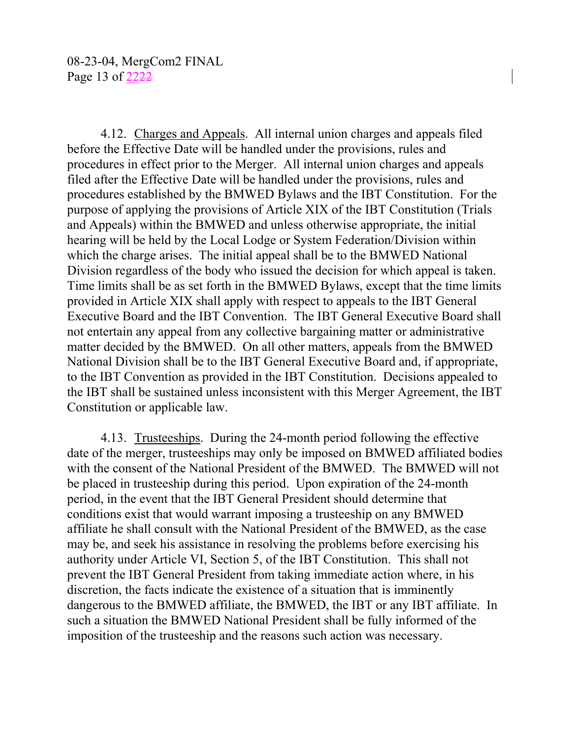4.12. <u>Charges and Appeals</u>. All internal union charges and appeals filed before the Effective Date will be handled under the provisions, rules and procedures in effect prior to the Merger. All internal union charges and appeals filed after the Effective Date will be handled under the provisions, rules and procedures established by the BMWED Bylaws and the IBT Constitution. For the purpose of applying the provisions of Article XIX of the IBT Constitution (Trials and Appeals) within the BMWED and unless otherwise appropriate, the initial hearing will be held by the Local Lodge or System Federation/Division within which the charge arises. The initial appeal shall be to the BMWED National Division regardless of the body who issued the decision for which appeal is taken. Time limits shall be as set forth in the BMWED Bylaws, except that the time limits provided in Article XIX shall apply with respect to appeals to the IBT General Executive Board and the IBT Convention. The IBT General Executive Board shall not entertain any appeal from any collective bargaining matter or administrative matter decided by the BMWED. On all other matters, appeals from the BMWED National Division shall be to the IBT General Executive Board and, if appropriate, to the IBT Convention as provided in the IBT Constitution. Decisions appealed to the IBT shall be sustained unless inconsistent with this Merger Agreement, the IBT Constitution or applicable law.

4.13. <u>Trusteeships</u>. During the 24-month period following the effective date of the merger, trusteeships may only be imposed on BMWED affiliated bodies with the consent of the National President of the BMWED. The BMWED will not be placed in trusteeship during this period. Upon expiration of the 24-month period, in the event that the IBT General President should determine that conditions exist that would warrant imposing a trusteeship on any BMWED affiliate he shall consult with the National President of the BMWED, as the case may be, and seek his assistance in resolving the problems before exercising his authority under Article VI, Section 5, of the IBT Constitution. This shall not prevent the IBT General President from taking immediate action where, in his discretion, the facts indicate the existence of a situation that is imminently dangerous to the BMWED affiliate, the BMWED, the IBT or any IBT affiliate. In such a situation the BMWED National President shall be fully informed of the imposition of the trusteeship and the reasons such action was necessary.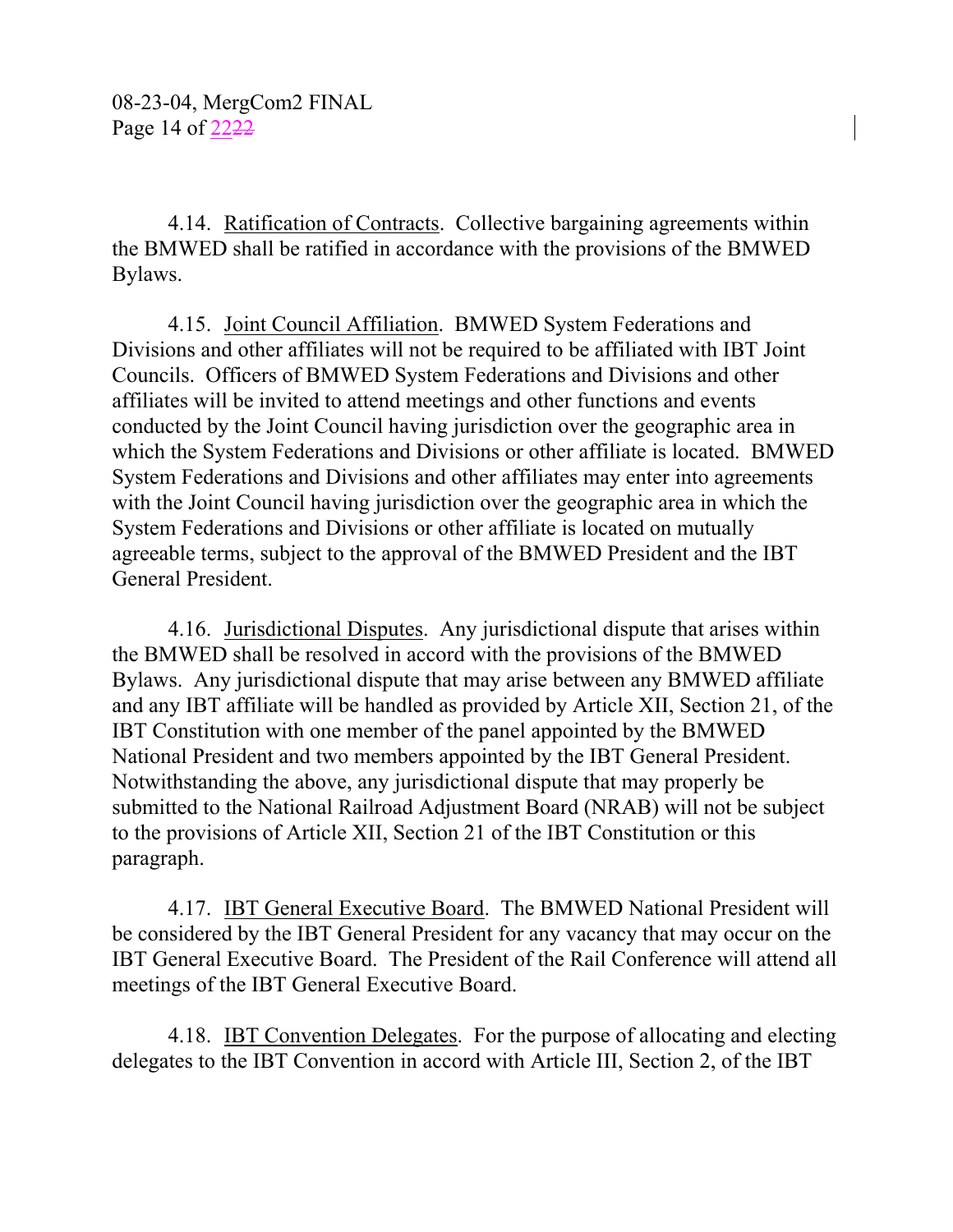4.14. Ratification of Contracts. Collective bargaining agreements within the BMWED shall be ratified in accordance with the provisions of the BMWED Bylaws.

4.15. Joint Council Affiliation. BMWED System Federations and Divisions and other affiliates will not be required to be affiliated with IBT Joint Councils. Officers of BMWED System Federations and Divisions and other affiliates will be invited to attend meetings and other functions and events conducted by the Joint Council having jurisdiction over the geographic area in which the System Federations and Divisions or other affiliate is located. BMWED System Federations and Divisions and other affiliates may enter into agreements with the Joint Council having jurisdiction over the geographic area in which the System Federations and Divisions or other affiliate is located on mutually agreeable terms, subject to the approval of the BMWED President and the IBT General President.

4.16. Jurisdictional Disputes. Any jurisdictional dispute that arises within the BMWED shall be resolved in accord with the provisions of the BMWED Bylaws. Any jurisdictional dispute that may arise between any BMWED affiliate and any IBT affiliate will be handled as provided by Article XII, Section 21, of the IBT Constitution with one member of the panel appointed by the BMWED National President and two members appointed by the IBT General President. Notwithstanding the above, any jurisdictional dispute that may properly be submitted to the National Railroad Adjustment Board (NRAB) will not be subject to the provisions of Article XII, Section 21 of the IBT Constitution or this paragraph.

4.17. IBT General Executive Board. The BMWED National President will be considered by the IBT General President for any vacancy that may occur on the IBT General Executive Board. The President of the Rail Conference will attend all meetings of the IBT General Executive Board.

4.18. IBT Convention Delegates. For the purpose of allocating and electing delegates to the IBT Convention in accord with Article III, Section 2, of the IBT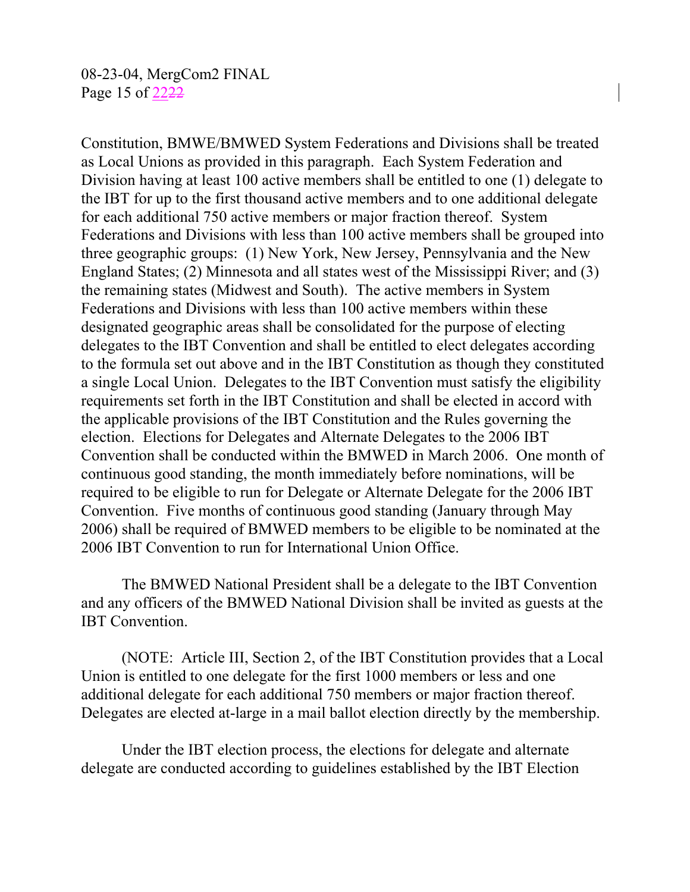Constitution, BMWE/BMWED System Federations and Divisions shall be treated as Local Unions as provided in this paragraph. Each System Federation and Division having at least 100 active members shall be entitled to one (1) delegate to the IBT for up to the first thousand active members and to one additional delegate for each additional 750 active members or major fraction thereof. System Federations and Divisions with less than 100 active members shall be grouped into three geographic groups: (1) New York, New Jersey, Pennsylvania and the New England States; (2) Minnesota and all states west of the Mississippi River; and (3) the remaining states (Midwest and South). The active members in System Federations and Divisions with less than 100 active members within these designated geographic areas shall be consolidated for the purpose of electing delegates to the IBT Convention and shall be entitled to elect delegates according to the formula set out above and in the IBT Constitution as though they constituted a single Local Union. Delegates to the IBT Convention must satisfy the eligibility requirements set forth in the IBT Constitution and shall be elected in accord with the applicable provisions of the IBT Constitution and the Rules governing the election. Elections for Delegates and Alternate Delegates to the 2006 IBT Convention shall be conducted within the BMWED in March 2006. One month of continuous good standing, the month immediately before nominations, will be required to be eligible to run for Delegate or Alternate Delegate for the 2006 IBT Convention. Five months of continuous good standing (January through May 2006) shall be required of BMWED members to be eligible to be nominated at the 2006 IBT Convention to run for International Union Office.

The BMWED National President shall be a delegate to the IBT Convention and any officers of the BMWED National Division shall be invited as guests at the IBT Convention.

(NOTE: Article III, Section 2, of the IBT Constitution provides that a Local Union is entitled to one delegate for the first 1000 members or less and one additional delegate for each additional 750 members or major fraction thereof. Delegates are elected at-large in a mail ballot election directly by the membership.

Under the IBT election process, the elections for delegate and alternate delegate are conducted according to guidelines established by the IBT Election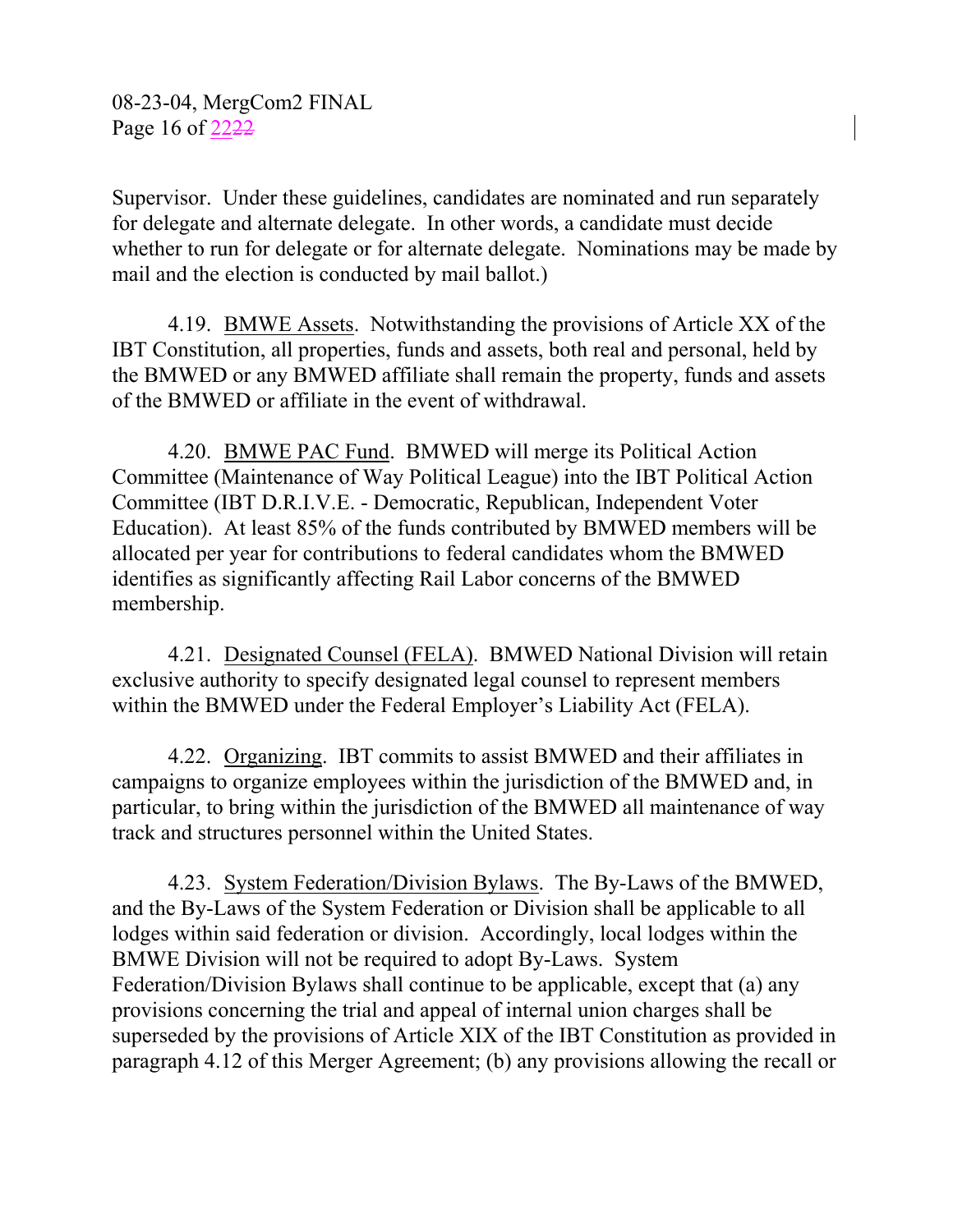Supervisor. Under these guidelines, candidates are nominated and run separately for delegate and alternate delegate. In other words, a candidate must decide whether to run for delegate or for alternate delegate. Nominations may be made by mail and the election is conducted by mail ballot.)

4.19. <u>BMWE Assets</u>. Notwithstanding the provisions of Article XX of the IBT Constitution, all properties, funds and assets, both real and personal, held by the BMWED or any BMWED affiliate shall remain the property, funds and assets of the BMWED or affiliate in the event of withdrawal.

4.20. <u>BMWE PAC Fund</u>. BMWED will merge its Political Action Committee (Maintenance of Way Political League) into the IBT Political Action Committee (IBT D.R.I.V.E. - Democratic, Republican, Independent Voter Education). At least 85% of the funds contributed by BMWED members will be allocated per year for contributions to federal candidates whom the BMWED identifies as significantly affecting Rail Labor concerns of the BMWED membership.

4.21. <u>Designated Counsel (FELA)</u>. BMWED National Division will retain exclusive authority to specify designated legal counsel to represent members within the BMWED under the Federal Employer's Liability Act (FELA).

4.22. <u>Organizing</u>. IBT commits to assist BMWED and their affiliates in campaigns to organize employees within the jurisdiction of the BMWED and, in particular, to bring within the jurisdiction of the BMWED all maintenance of way track and structures personnel within the United States.

4.23. <u>System Federation/Division Bylaws</u>. The By-Laws of the BMWED, and the By-Laws of the System Federation or Division shall be applicable to all lodges within said federation or division. Accordingly, local lodges within the BMWE Division will not be required to adopt By-Laws. System Federation/Division Bylaws shall continue to be applicable, except that (a) any provisions concerning the trial and appeal of internal union charges shall be superseded by the provisions of Article XIX of the IBT Constitution as provided in paragraph 4.12 of this Merger Agreement; (b) any provisions allowing the recall or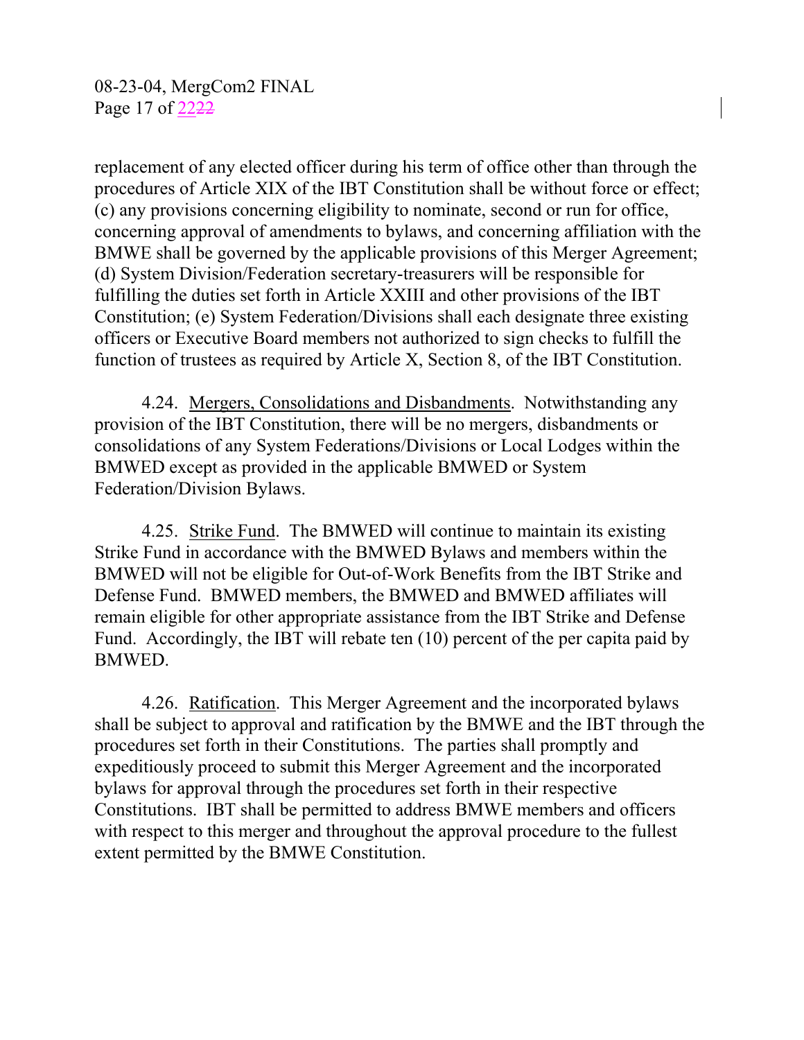replacement of any elected officer during his term of office other than through the procedures of Article XIX of the IBT Constitution shall be without force or effect; (c) any provisions concerning eligibility to nominate, second or run for office, concerning approval of amendments to bylaws, and concerning affiliation with the BMWE shall be governed by the applicable provisions of this Merger Agreement; (d) System Division/Federation secretary-treasurers will be responsible for fulfilling the duties set forth in Article XXIII and other provisions of the IBT Constitution; (e) System Federation/Divisions shall each designate three existing officers or Executive Board members not authorized to sign checks to fulfill the function of trustees as required by Article X, Section 8, of the IBT Constitution.

4.24. Mergers, Consolidations and Disbandments. Notwithstanding any provision of the IBT Constitution, there will be no mergers, disbandments or consolidations of any System Federations/Divisions or Local Lodges within the BMWED except as provided in the applicable BMWED or System Federation/Division Bylaws.

4.25. Strike Fund. The BMWED will continue to maintain its existing Strike Fund in accordance with the BMWED Bylaws and members within the BMWED will not be eligible for Out-of-Work Benefits from the IBT Strike and Defense Fund. BMWED members, the BMWED and BMWED affiliates will remain eligible for other appropriate assistance from the IBT Strike and Defense Fund. Accordingly, the IBT will rebate ten (10) percent of the per capita paid by BMWED.

4.26. Ratification. This Merger Agreement and the incorporated bylaws shall be subject to approval and ratification by the BMWE and the IBT through the procedures set forth in their Constitutions. The parties shall promptly and expeditiously proceed to submit this Merger Agreement and the incorporated bylaws for approval through the procedures set forth in their respective Constitutions. IBT shall be permitted to address BMWE members and officers with respect to this merger and throughout the approval procedure to the fullest extent permitted by the BMWE Constitution.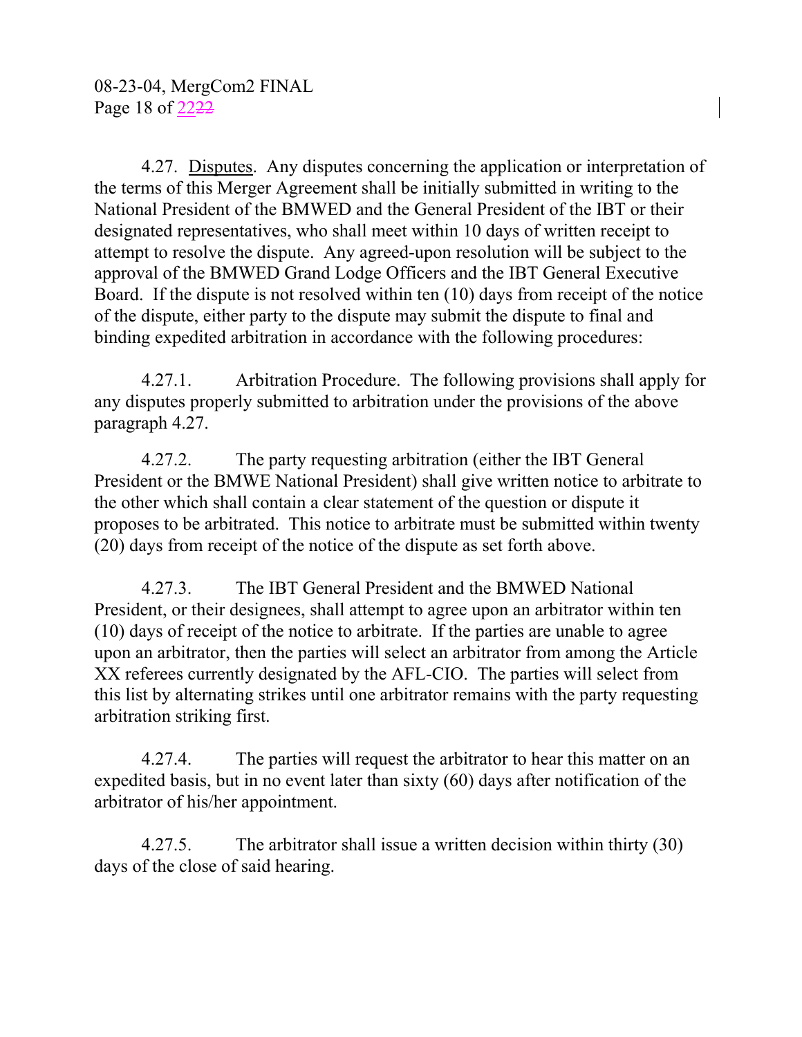4.27. Disputes. Any disputes concerning the application or interpretation of the terms of this Merger Agreement shall be initially submitted in writing to the National President of the BMWED and the General President of the IBT or their designated representatives, who shall meet within 10 days of written receipt to attempt to resolve the dispute. Any agreed-upon resolution will be subject to the approval of the BMWED Grand Lodge Officers and the IBT General Executive Board. If the dispute is not resolved within ten (10) days from receipt of the notice of the dispute, either party to the dispute may submit the dispute to final and binding expedited arbitration in accordance with the following procedures:

4.27.1. Arbitration Procedure. The following provisions shall apply for any disputes properly submitted to arbitration under the provisions of the above paragraph 4.27.

4.27.2. The party requesting arbitration (either the IBT General President or the BMWE National President) shall give written notice to arbitrate to the other which shall contain a clear statement of the question or dispute it proposes to be arbitrated. This notice to arbitrate must be submitted within twenty (20) days from receipt of the notice of the dispute as set forth above.

4.27.3. The IBT General President and the BMWED National President, or their designees, shall attempt to agree upon an arbitrator within ten (10) days of receipt of the notice to arbitrate. If the parties are unable to agree upon an arbitrator, then the parties will select an arbitrator from among the Article XX referees currently designated by the AFL-CIO. The parties will select from this list by alternating strikes until one arbitrator remains with the party requesting arbitration striking first.

4.27.4. The parties will request the arbitrator to hear this matter on an expedited basis, but in no event later than sixty (60) days after notification of the arbitrator of his/her appointment.

4.27.5. The arbitrator shall issue a written decision within thirty (30) days of the close of said hearing.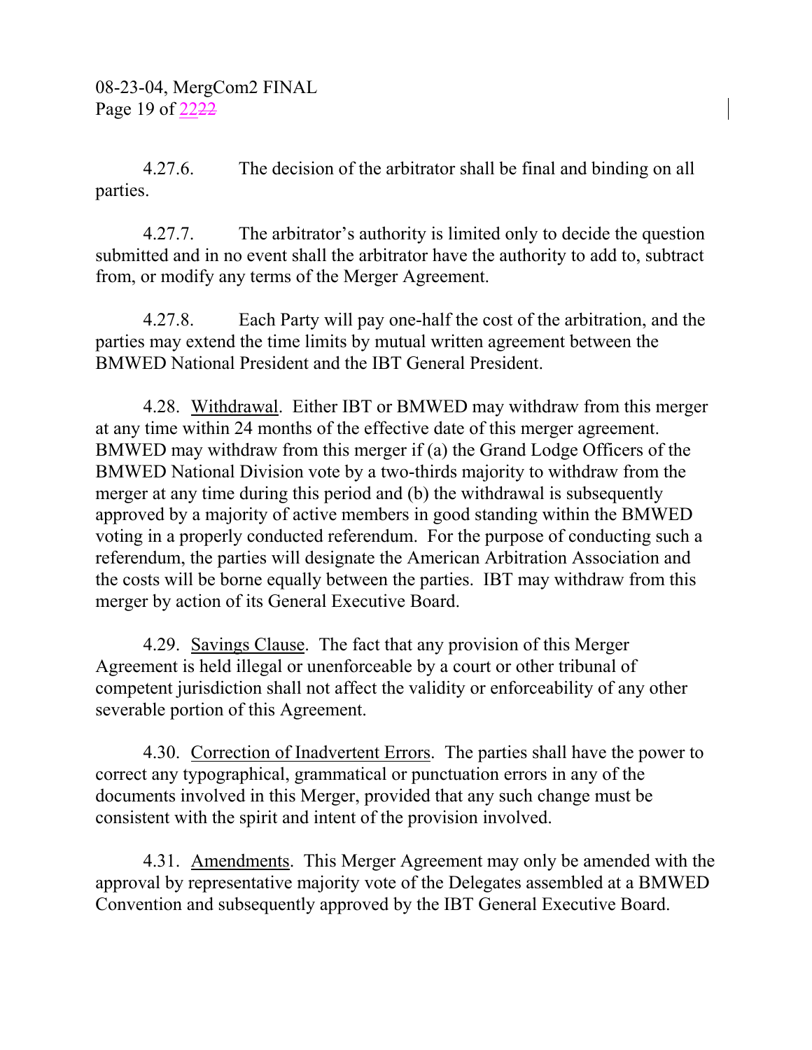4.27.6. The decision of the arbitrator shall be final and binding on all parties.

4.27.7. The arbitrator's authority is limited only to decide the question submitted and in no event shall the arbitrator have the authority to add to, subtract from, or modify any terms of the Merger Agreement.

4.27.8. Each Party will pay one-half the cost of the arbitration, and the parties may extend the time limits by mutual written agreement between the BMWED National President and the IBT General President.

4.28. Withdrawal. Either IBT or BMWED may withdraw from this merger at any time within 24 months of the effective date of this merger agreement. BMWED may withdraw from this merger if (a) the Grand Lodge Officers of the BMWED National Division vote by a two-thirds majority to withdraw from the merger at any time during this period and (b) the withdrawal is subsequently approved by a majority of active members in good standing within the BMWED voting in a properly conducted referendum. For the purpose of conducting such a referendum, the parties will designate the American Arbitration Association and the costs will be borne equally between the parties. IBT may withdraw from this merger by action of its General Executive Board.

4.29. Savings Clause. The fact that any provision of this Merger Agreement is held illegal or unenforceable by a court or other tribunal of competent jurisdiction shall not affect the validity or enforceability of any other severable portion of this Agreement.

4.30. Correction of Inadvertent Errors. The parties shall have the power to correct any typographical, grammatical or punctuation errors in any of the documents involved in this Merger, provided that any such change must be consistent with the spirit and intent of the provision involved.

4.31. Amendments. This Merger Agreement may only be amended with the approval by representative majority vote of the Delegates assembled at a BMWED Convention and subsequently approved by the IBT General Executive Board.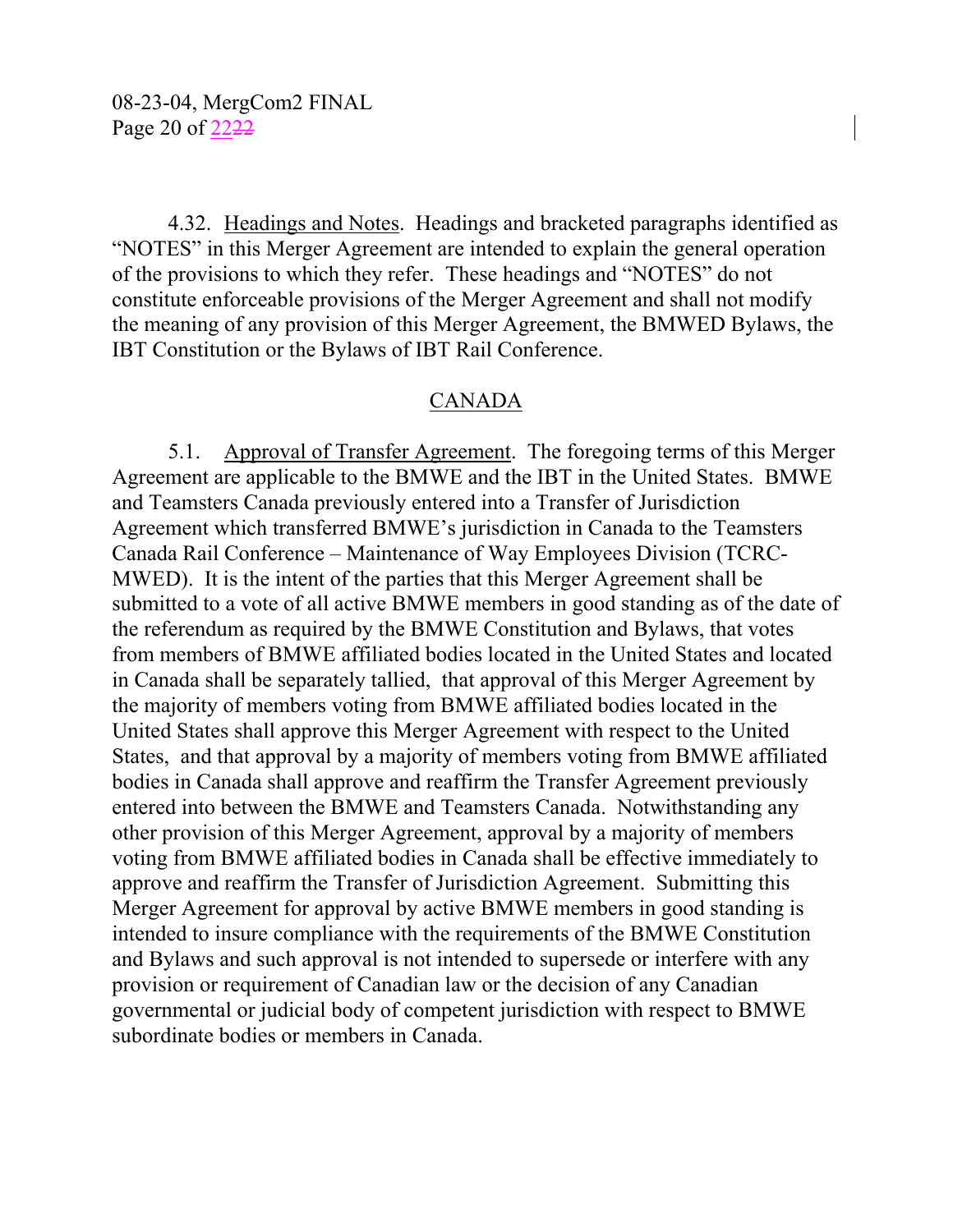4.32. Headings and Notes. Headings and bracketed paragraphs identified as "NOTES" in this Merger Agreement are intended to explain the general operation of the provisions to which they refer. These headings and "NOTES" do not constitute enforceable provisions of the Merger Agreement and shall not modify the meaning of any provision of this Merger Agreement, the BMWED Bylaws, the IBT Constitution or the Bylaws of IBT Rail Conference.

## CANADA

5.1. Approval of Transfer Agreement. The foregoing terms of this Merger Agreement are applicable to the BMWE and the IBT in the United States. BMWE and Teamsters Canada previously entered into a Transfer of Jurisdiction Agreement which transferred BMWE's jurisdiction in Canada to the Teamsters Canada Rail Conference – Maintenance of Way Employees Division (TCRC-MWED). It is the intent of the parties that this Merger Agreement shall be submitted to a vote of all active BMWE members in good standing as of the date of the referendum as required by the BMWE Constitution and Bylaws, that votes from members of BMWE affiliated bodies located in the United States and located in Canada shall be separately tallied, that approval of this Merger Agreement by the majority of members voting from BMWE affiliated bodies located in the United States shall approve this Merger Agreement with respect to the United States, and that approval by a majority of members voting from BMWE affiliated bodies in Canada shall approve and reaffirm the Transfer Agreement previously entered into between the BMWE and Teamsters Canada. Notwithstanding any other provision of this Merger Agreement, approval by a majority of members voting from BMWE affiliated bodies in Canada shall be effective immediately to approve and reaffirm the Transfer of Jurisdiction Agreement. Submitting this Merger Agreement for approval by active BMWE members in good standing is intended to insure compliance with the requirements of the BMWE Constitution and Bylaws and such approval is not intended to supersede or interfere with any provision or requirement of Canadian law or the decision of any Canadian governmental or judicial body of competent jurisdiction with respect to BMWE subordinate bodies or members in Canada.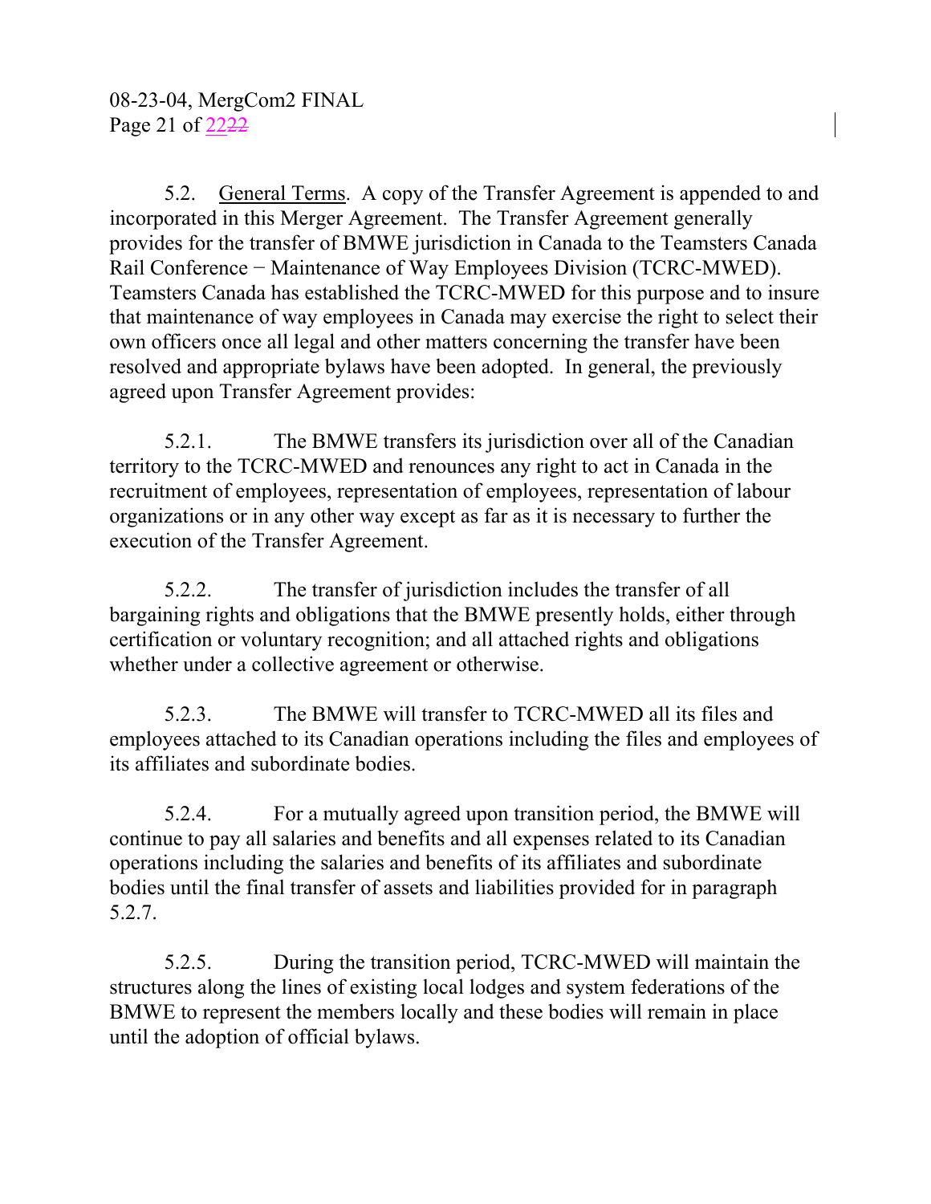5.2. General Terms. A copy of the Transfer Agreement is appended to and incorporated in this Merger Agreement. The Transfer Agreement generally provides for the transfer of BMWE jurisdiction in Canada to the Teamsters Canada Rail Conference − Maintenance of Way Employees Division (TCRC-MWED). Teamsters Canada has established the TCRC-MWED for this purpose and to insure that maintenance of way employees in Canada may exercise the right to select their own officers once all legal and other matters concerning the transfer have been resolved and appropriate bylaws have been adopted. In general, the previously agreed upon Transfer Agreement provides:

5.2.1. The BMWE transfers its jurisdiction over all of the Canadian territory to the TCRC-MWED and renounces any right to act in Canada in the recruitment of employees, representation of employees, representation of labour organizations or in any other way except as far as it is necessary to further the execution of the Transfer Agreement.

5.2.2. The transfer of jurisdiction includes the transfer of all bargaining rights and obligations that the BMWE presently holds, either through certification or voluntary recognition; and all attached rights and obligations whether under a collective agreement or otherwise.

5.2.3. The BMWE will transfer to TCRC-MWED all its files and employees attached to its Canadian operations including the files and employees of its affiliates and subordinate bodies.

5.2.4. For a mutually agreed upon transition period, the BMWE will continue to pay all salaries and benefits and all expenses related to its Canadian operations including the salaries and benefits of its affiliates and subordinate bodies until the final transfer of assets and liabilities provided for in paragraph 5.2.7.

5.2.5. During the transition period, TCRC-MWED will maintain the structures along the lines of existing local lodges and system federations of the BMWE to represent the members locally and these bodies will remain in place until the adoption of official bylaws.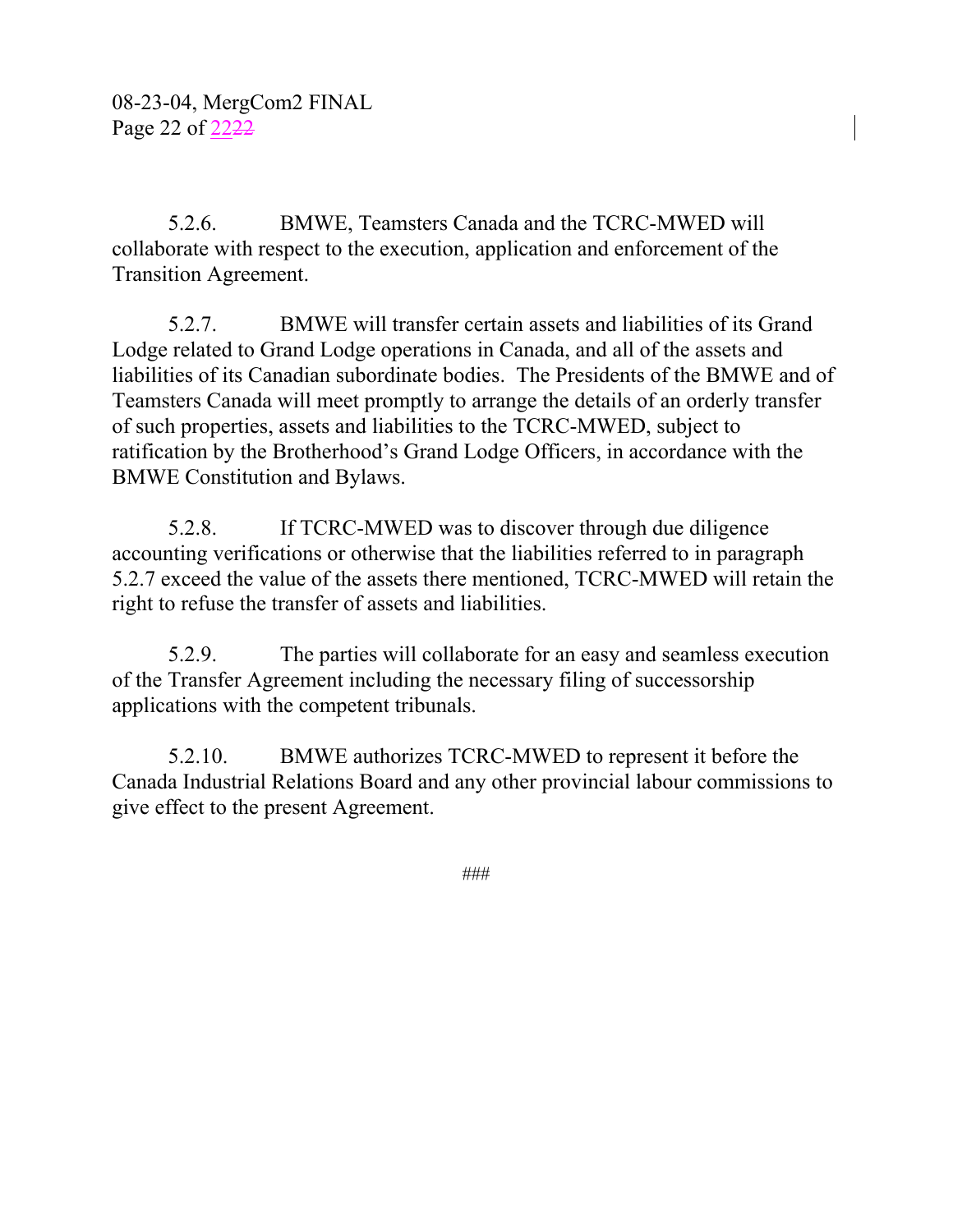5.2.6. BMWE, Teamsters Canada and the TCRC-MWED will collaborate with respect to the execution, application and enforcement of the Transition Agreement.

5.2.7. BMWE will transfer certain assets and liabilities of its Grand Lodge related to Grand Lodge operations in Canada, and all of the assets and liabilities of its Canadian subordinate bodies. The Presidents of the BMWE and of Teamsters Canada will meet promptly to arrange the details of an orderly transfer of such properties, assets and liabilities to the TCRC-MWED, subject to ratification by the Brotherhood's Grand Lodge Officers, in accordance with the BMWE Constitution and Bylaws.

5.2.8. If TCRC-MWED was to discover through due diligence accounting verifications or otherwise that the liabilities referred to in paragraph 5.2.7 exceed the value of the assets there mentioned, TCRC-MWED will retain the right to refuse the transfer of assets and liabilities.

5.2.9. The parties will collaborate for an easy and seamless execution of the Transfer Agreement including the necessary filing of successorship applications with the competent tribunals.

5.2.10. BMWE authorizes TCRC-MWED to represent it before the Canada Industrial Relations Board and any other provincial labour commissions to give effect to the present Agreement.

###